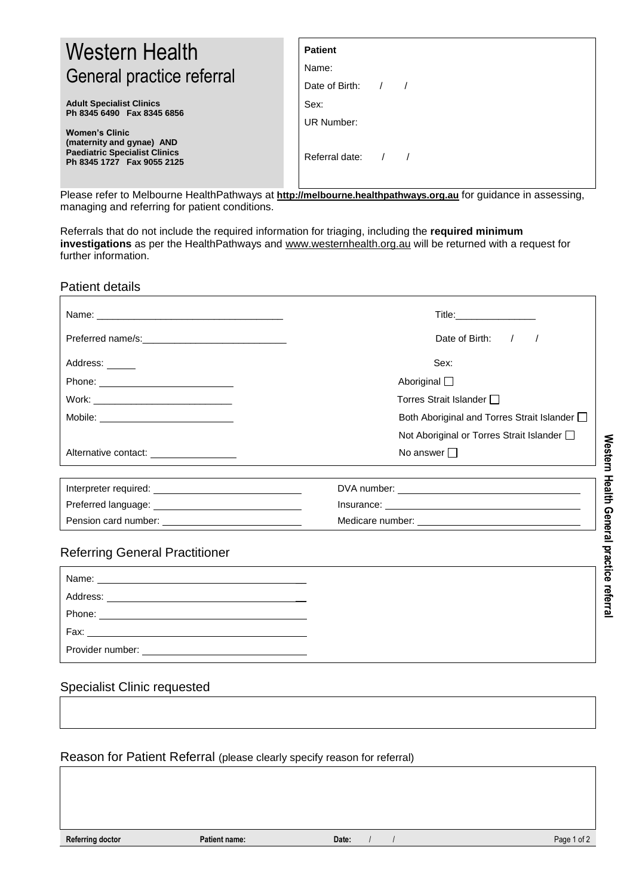# Western Health

## General practice referral

**Adult Specialist Clinics**
**Ph 8345 6490 Fax 8345 6856**

**Women's Clinic**
**(maternity and gynae) AND**
**Paediatric Specialist Clinics**
**Ph 8345 1727 Fax 9055 2125**

**Patient**

Name:

Date of Birth: / /

Sex:

UR Number:

Referral date: / /

Please refer to Melbourne HealthPathways at **http://melbourne.healthpathways.org.au** for guidance in assessing, managing and referring for patient conditions.

Referrals that do not include the required information for triaging, including the **required minimum investigations** as per the HealthPathways and www.westernhealth.org.au will be returned with a request for further information.

## Patient details

Name: ___________________________________

Title: _______________

Preferred name/s: ___________________________

Date of Birth: / /

Address: _____

Sex:

Phone: __________________________

Work: __________________________

Mobile: __________________________

Alternative contact: ________________

Aboriginal ☐

Torres Strait Islander ☐

Both Aboriginal and Torres Strait Islander ☐

Not Aboriginal or Torres Strait Islander ☐

No answer ☐

Interpreter required: ___________________________

Preferred language: ___________________________

Pension card number: ___________________________

DVA number: ___________________________________

Insurance: ___________________________________

Medicare number: ______________________________

## Referring General Practitioner

Name: ___________________________________

Address: ___________________________________

Phone: ___________________________________

Fax: ___________________________________

Provider number: ______________________________

## Specialist Clinic requested

## Reason for Patient Referral (please clearly specify reason for referral)

**Referring doctor** **Patient name:** **Date:** / /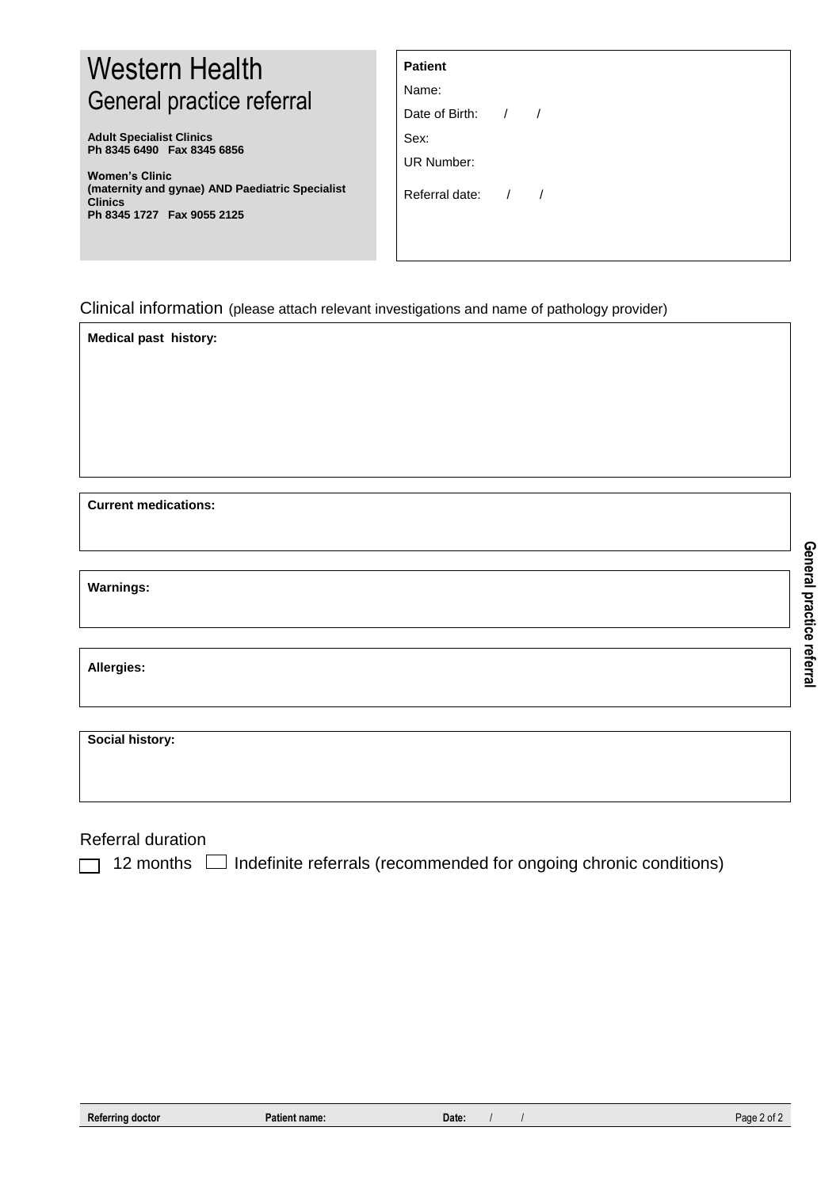# Western Health

## General practice referral

**Adult Specialist Clinics**
**Ph 8345 6490 Fax 8345 6856**

**Women's Clinic**
**(maternity and gynae) AND Paediatric Specialist Clinics**
**Ph 8345 1727 Fax 9055 2125**

**Patient**

Name:

Date of Birth: / /

Sex:

UR Number:

Referral date: / /

## Clinical information (please attach relevant investigations and name of pathology provider)

**Medical past history:**

**Current medications:**

**Warnings:**

**Allergies:**

**Social history:**

## Referral duration

☐ 12 months ☐ Indefinite referrals (recommended for ongoing chronic conditions)

**Referring doctor** **Patient name:** **Date:** / /